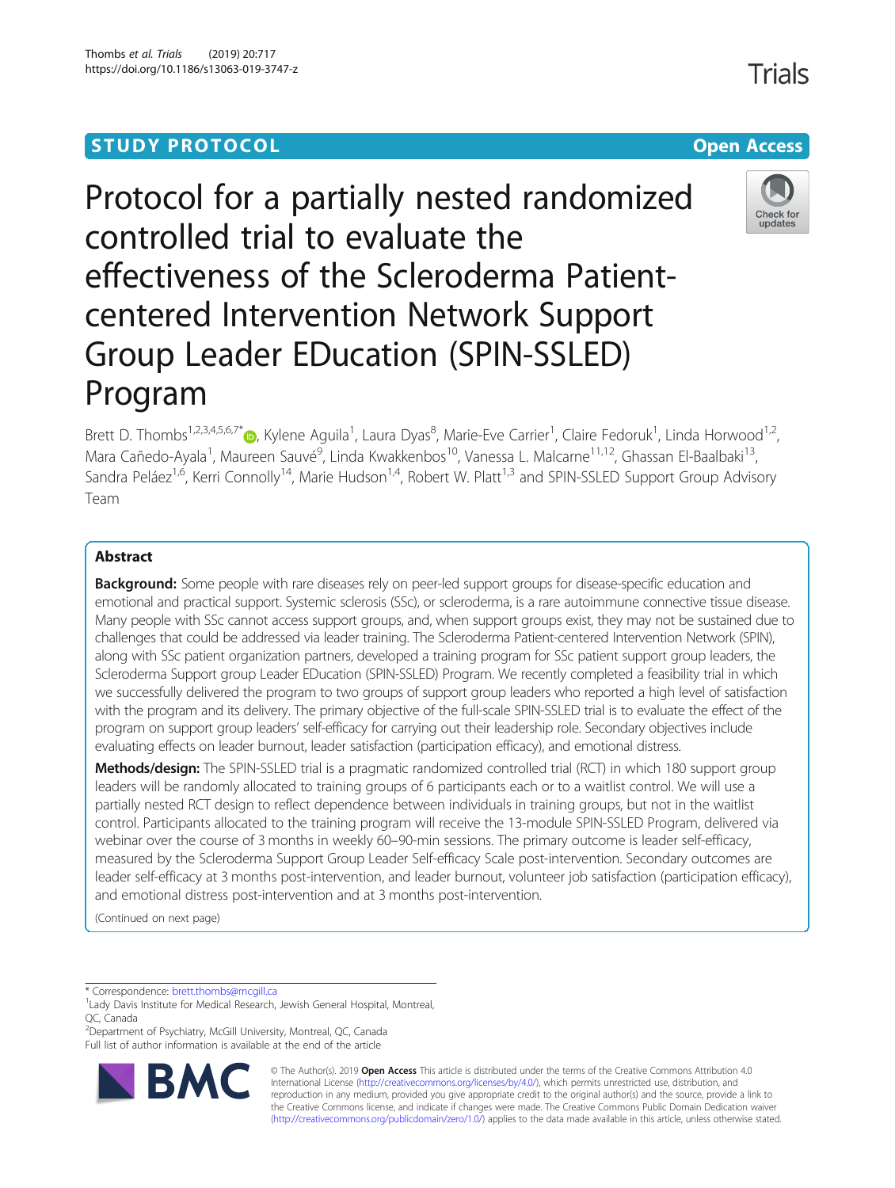STUDY PROTOCOL

Open Access

# Protocol for a partially nested randomized controlled trial to evaluate the effectiveness of the Scleroderma Patient-centered Intervention Network Support Group Leader EDucation (SPIN-SSLED) Program

Brett D. Thombs[1,2,3,4,5,6,7*], Kylene Aguila[1], Laura Dyas[8], Marie-Eve Carrier[1], Claire Fedoruk[1], Linda Horwood[1,2], Mara Cañedo-Ayala[1], Maureen Sauvé[9], Linda Kwakkenbos[10], Vanessa L. Malcarne[11,12], Ghassan El-Baalbaki[13], Sandra Peláez[1,6], Kerri Connolly[14], Marie Hudson[1,4], Robert W. Platt[1,3] and SPIN-SSLED Support Group Advisory Team

## Abstract

**Background:** Some people with rare diseases rely on peer-led support groups for disease-specific education and emotional and practical support. Systemic sclerosis (SSc), or scleroderma, is a rare autoimmune connective tissue disease. Many people with SSc cannot access support groups, and, when support groups exist, they may not be sustained due to challenges that could be addressed via leader training. The Scleroderma Patient-centered Intervention Network (SPIN), along with SSc patient organization partners, developed a training program for SSc patient support group leaders, the Scleroderma Support group Leader EDucation (SPIN-SSLED) Program. We recently completed a feasibility trial in which we successfully delivered the program to two groups of support group leaders who reported a high level of satisfaction with the program and its delivery. The primary objective of the full-scale SPIN-SSLED trial is to evaluate the effect of the program on support group leaders' self-efficacy for carrying out their leadership role. Secondary objectives include evaluating effects on leader burnout, leader satisfaction (participation efficacy), and emotional distress.

**Methods/design:** The SPIN-SSLED trial is a pragmatic randomized controlled trial (RCT) in which 180 support group leaders will be randomly allocated to training groups of 6 participants each or to a waitlist control. We will use a partially nested RCT design to reflect dependence between individuals in training groups, but not in the waitlist control. Participants allocated to the training program will receive the 13-module SPIN-SSLED Program, delivered via webinar over the course of 3 months in weekly 60–90-min sessions. The primary outcome is leader self-efficacy, measured by the Scleroderma Support Group Leader Self-efficacy Scale post-intervention. Secondary outcomes are leader self-efficacy at 3 months post-intervention, and leader burnout, volunteer job satisfaction (participation efficacy), and emotional distress post-intervention and at 3 months post-intervention.

(Continued on next page)

* Correspondence: brett.thombs@mcgill.ca
[1]Lady Davis Institute for Medical Research, Jewish General Hospital, Montreal, QC, Canada
[2]Department of Psychiatry, McGill University, Montreal, QC, Canada
Full list of author information is available at the end of the article

© The Author(s). 2019 **Open Access** This article is distributed under the terms of the Creative Commons Attribution 4.0 International License (http://creativecommons.org/licenses/by/4.0/), which permits unrestricted use, distribution, and reproduction in any medium, provided you give appropriate credit to the original author(s) and the source, provide a link to the Creative Commons license, and indicate if changes were made. The Creative Commons Public Domain Dedication waiver (http://creativecommons.org/publicdomain/zero/1.0/) applies to the data made available in this article, unless otherwise stated.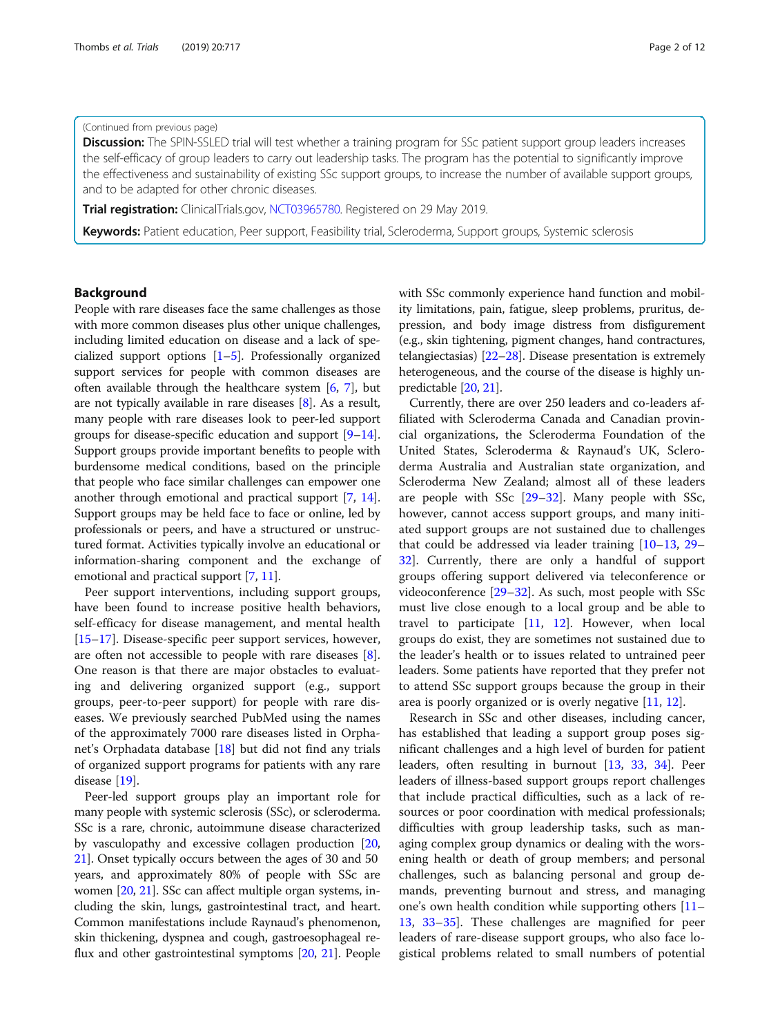(Continued from previous page)

**Discussion:** The SPIN-SSLED trial will test whether a training program for SSc patient support group leaders increases the self-efficacy of group leaders to carry out leadership tasks. The program has the potential to significantly improve the effectiveness and sustainability of existing SSc support groups, to increase the number of available support groups, and to be adapted for other chronic diseases.

**Trial registration:** ClinicalTrials.gov, NCT03965780. Registered on 29 May 2019.

**Keywords:** Patient education, Peer support, Feasibility trial, Scleroderma, Support groups, Systemic sclerosis

## Background

People with rare diseases face the same challenges as those with more common diseases plus other unique challenges, including limited education on disease and a lack of specialized support options [1–5]. Professionally organized support services for people with common diseases are often available through the healthcare system [6, 7], but are not typically available in rare diseases [8]. As a result, many people with rare diseases look to peer-led support groups for disease-specific education and support [9–14]. Support groups provide important benefits to people with burdensome medical conditions, based on the principle that people who face similar challenges can empower one another through emotional and practical support [7, 14]. Support groups may be held face to face or online, led by professionals or peers, and have a structured or unstructured format. Activities typically involve an educational or information-sharing component and the exchange of emotional and practical support [7, 11].

Peer support interventions, including support groups, have been found to increase positive health behaviors, self-efficacy for disease management, and mental health [15–17]. Disease-specific peer support services, however, are often not accessible to people with rare diseases [8]. One reason is that there are major obstacles to evaluating and delivering organized support (e.g., support groups, peer-to-peer support) for people with rare diseases. We previously searched PubMed using the names of the approximately 7000 rare diseases listed in Orphanet's Orphadata database [18] but did not find any trials of organized support programs for patients with any rare disease [19].

Peer-led support groups play an important role for many people with systemic sclerosis (SSc), or scleroderma. SSc is a rare, chronic, autoimmune disease characterized by vasculopathy and excessive collagen production [20, 21]. Onset typically occurs between the ages of 30 and 50 years, and approximately 80% of people with SSc are women [20, 21]. SSc can affect multiple organ systems, including the skin, lungs, gastrointestinal tract, and heart. Common manifestations include Raynaud's phenomenon, skin thickening, dyspnea and cough, gastroesophageal reflux and other gastrointestinal symptoms [20, 21]. People with SSc commonly experience hand function and mobility limitations, pain, fatigue, sleep problems, pruritus, depression, and body image distress from disfigurement (e.g., skin tightening, pigment changes, hand contractures, telangiectasias) [22–28]. Disease presentation is extremely heterogeneous, and the course of the disease is highly unpredictable [20, 21].

Currently, there are over 250 leaders and co-leaders affiliated with Scleroderma Canada and Canadian provincial organizations, the Scleroderma Foundation of the United States, Scleroderma & Raynaud's UK, Scleroderma Australia and Australian state organization, and Scleroderma New Zealand; almost all of these leaders are people with SSc [29–32]. Many people with SSc, however, cannot access support groups, and many initiated support groups are not sustained due to challenges that could be addressed via leader training [10–13, 29–32]. Currently, there are only a handful of support groups offering support delivered via teleconference or videoconference [29–32]. As such, most people with SSc must live close enough to a local group and be able to travel to participate [11, 12]. However, when local groups do exist, they are sometimes not sustained due to the leader's health or to issues related to untrained peer leaders. Some patients have reported that they prefer not to attend SSc support groups because the group in their area is poorly organized or is overly negative [11, 12].

Research in SSc and other diseases, including cancer, has established that leading a support group poses significant challenges and a high level of burden for patient leaders, often resulting in burnout [13, 33, 34]. Peer leaders of illness-based support groups report challenges that include practical difficulties, such as a lack of resources or poor coordination with medical professionals; difficulties with group leadership tasks, such as managing complex group dynamics or dealing with the worsening health or death of group members; and personal challenges, such as balancing personal and group demands, preventing burnout and stress, and managing one's own health condition while supporting others [11–13, 33–35]. These challenges are magnified for peer leaders of rare-disease support groups, who also face logistical problems related to small numbers of potential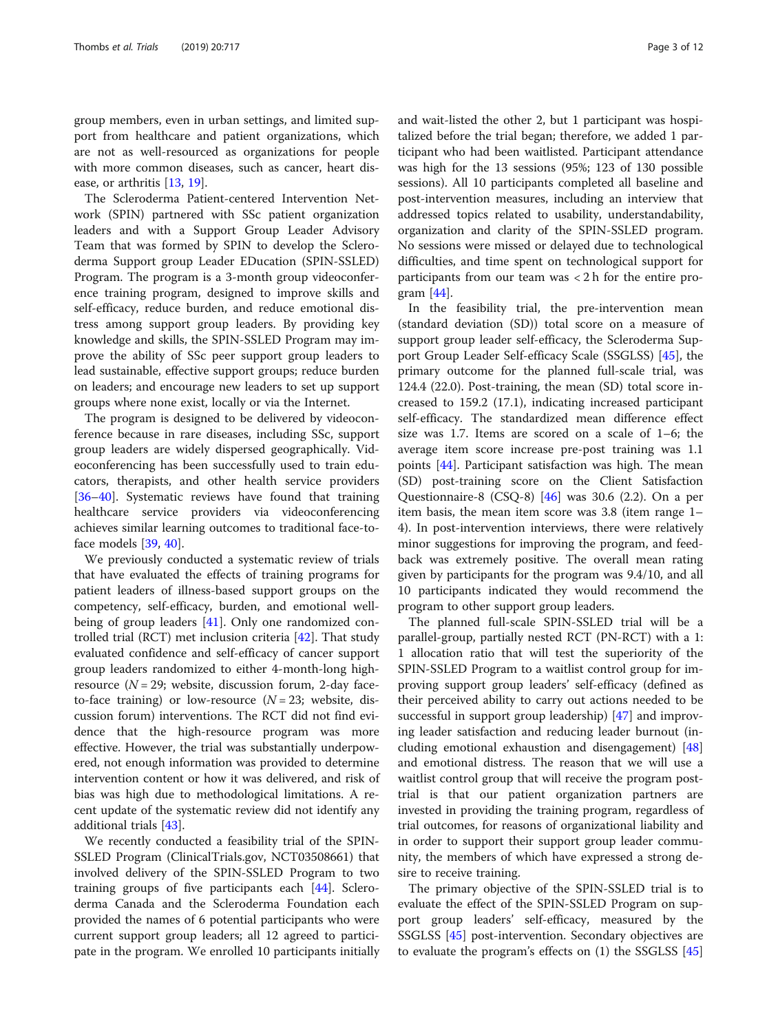group members, even in urban settings, and limited support from healthcare and patient organizations, which are not as well-resourced as organizations for people with more common diseases, such as cancer, heart disease, or arthritis [13, 19].

The Scleroderma Patient-centered Intervention Network (SPIN) partnered with SSc patient organization leaders and with a Support Group Leader Advisory Team that was formed by SPIN to develop the Scleroderma Support group Leader EDucation (SPIN-SSLED) Program. The program is a 3-month group videoconference training program, designed to improve skills and self-efficacy, reduce burden, and reduce emotional distress among support group leaders. By providing key knowledge and skills, the SPIN-SSLED Program may improve the ability of SSc peer support group leaders to lead sustainable, effective support groups; reduce burden on leaders; and encourage new leaders to set up support groups where none exist, locally or via the Internet.

The program is designed to be delivered by videoconference because in rare diseases, including SSc, support group leaders are widely dispersed geographically. Videoconferencing has been successfully used to train educators, therapists, and other health service providers [36–40]. Systematic reviews have found that training healthcare service providers via videoconferencing achieves similar learning outcomes to traditional face-to-face models [39, 40].

We previously conducted a systematic review of trials that have evaluated the effects of training programs for patient leaders of illness-based support groups on the competency, self-efficacy, burden, and emotional well-being of group leaders [41]. Only one randomized controlled trial (RCT) met inclusion criteria [42]. That study evaluated confidence and self-efficacy of cancer support group leaders randomized to either 4-month-long high-resource ($N = 29$; website, discussion forum, 2-day face-to-face training) or low-resource ($N = 23$; website, discussion forum) interventions. The RCT did not find evidence that the high-resource program was more effective. However, the trial was substantially underpowered, not enough information was provided to determine intervention content or how it was delivered, and risk of bias was high due to methodological limitations. A recent update of the systematic review did not identify any additional trials [43].

We recently conducted a feasibility trial of the SPIN-SSLED Program (ClinicalTrials.gov, NCT03508661) that involved delivery of the SPIN-SSLED Program to two training groups of five participants each [44]. Scleroderma Canada and the Scleroderma Foundation each provided the names of 6 potential participants who were current support group leaders; all 12 agreed to participate in the program. We enrolled 10 participants initially and wait-listed the other 2, but 1 participant was hospitalized before the trial began; therefore, we added 1 participant who had been waitlisted. Participant attendance was high for the 13 sessions (95%; 123 of 130 possible sessions). All 10 participants completed all baseline and post-intervention measures, including an interview that addressed topics related to usability, understandability, organization and clarity of the SPIN-SSLED program. No sessions were missed or delayed due to technological difficulties, and time spent on technological support for participants from our team was < 2 h for the entire program [44].

In the feasibility trial, the pre-intervention mean (standard deviation (SD)) total score on a measure of support group leader self-efficacy, the Scleroderma Support Group Leader Self-efficacy Scale (SSGLSS) [45], the primary outcome for the planned full-scale trial, was 124.4 (22.0). Post-training, the mean (SD) total score increased to 159.2 (17.1), indicating increased participant self-efficacy. The standardized mean difference effect size was 1.7. Items are scored on a scale of 1–6; the average item score increase pre-post training was 1.1 points [44]. Participant satisfaction was high. The mean (SD) post-training score on the Client Satisfaction Questionnaire-8 (CSQ-8) [46] was 30.6 (2.2). On a per item basis, the mean item score was 3.8 (item range 1–4). In post-intervention interviews, there were relatively minor suggestions for improving the program, and feedback was extremely positive. The overall mean rating given by participants for the program was 9.4/10, and all 10 participants indicated they would recommend the program to other support group leaders.

The planned full-scale SPIN-SSLED trial will be a parallel-group, partially nested RCT (PN-RCT) with a 1:1 allocation ratio that will test the superiority of the SPIN-SSLED Program to a waitlist control group for improving support group leaders' self-efficacy (defined as their perceived ability to carry out actions needed to be successful in support group leadership) [47] and improving leader satisfaction and reducing leader burnout (including emotional exhaustion and disengagement) [48] and emotional distress. The reason that we will use a waitlist control group that will receive the program post-trial is that our patient organization partners are invested in providing the training program, regardless of trial outcomes, for reasons of organizational liability and in order to support their support group leader community, the members of which have expressed a strong desire to receive training.

The primary objective of the SPIN-SSLED trial is to evaluate the effect of the SPIN-SSLED Program on support group leaders' self-efficacy, measured by the SSGLSS [45] post-intervention. Secondary objectives are to evaluate the program's effects on (1) the SSGLSS [45]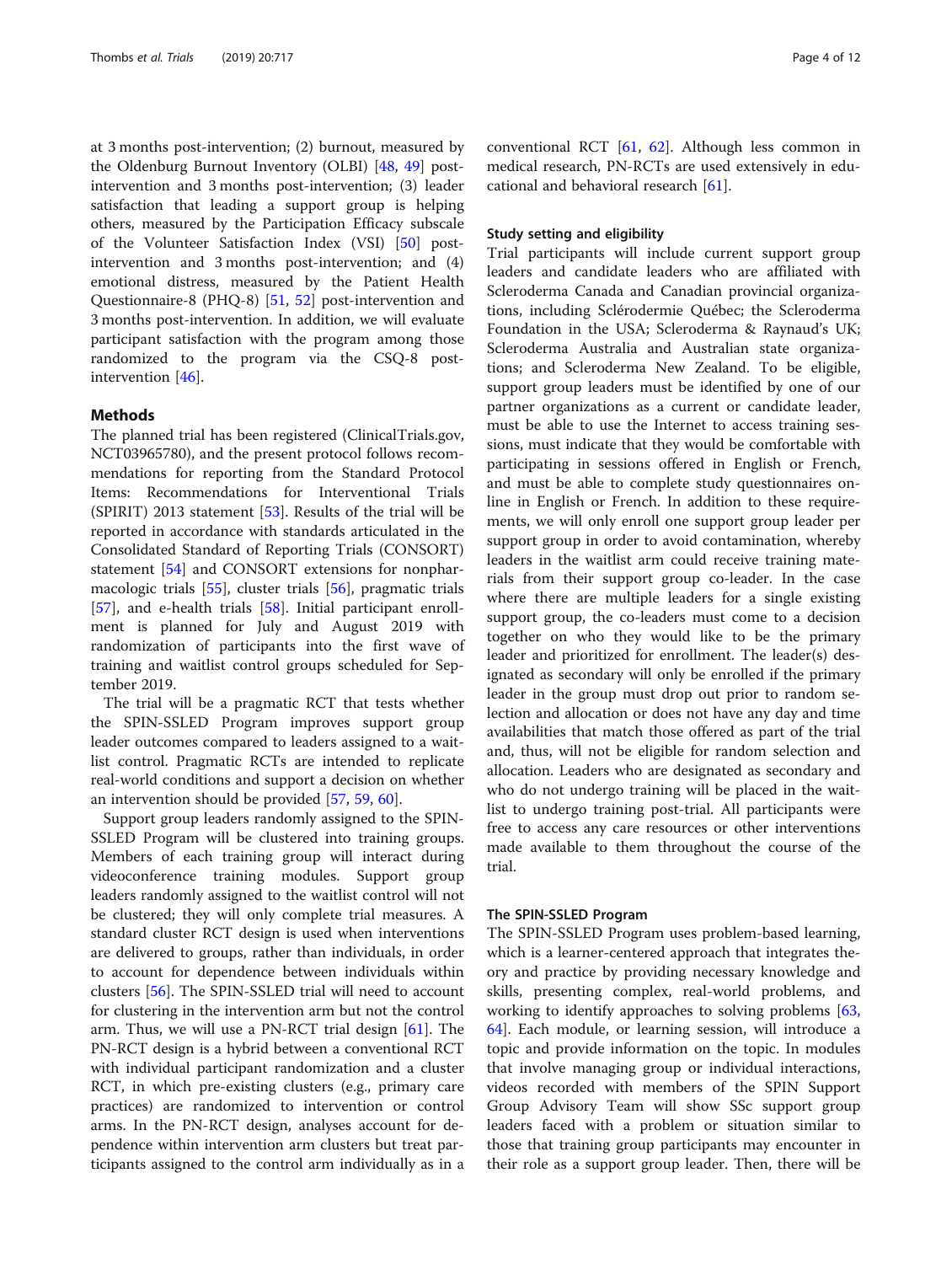at 3 months post-intervention; (2) burnout, measured by the Oldenburg Burnout Inventory (OLBI) [48, 49] post-intervention and 3 months post-intervention; (3) leader satisfaction that leading a support group is helping others, measured by the Participation Efficacy subscale of the Volunteer Satisfaction Index (VSI) [50] post-intervention and 3 months post-intervention; and (4) emotional distress, measured by the Patient Health Questionnaire-8 (PHQ-8) [51, 52] post-intervention and 3 months post-intervention. In addition, we will evaluate participant satisfaction with the program among those randomized to the program via the CSQ-8 post-intervention [46].

## Methods

The planned trial has been registered (ClinicalTrials.gov, NCT03965780), and the present protocol follows recommendations for reporting from the Standard Protocol Items: Recommendations for Interventional Trials (SPIRIT) 2013 statement [53]. Results of the trial will be reported in accordance with standards articulated in the Consolidated Standard of Reporting Trials (CONSORT) statement [54] and CONSORT extensions for nonpharmacologic trials [55], cluster trials [56], pragmatic trials [57], and e-health trials [58]. Initial participant enrollment is planned for July and August 2019 with randomization of participants into the first wave of training and waitlist control groups scheduled for September 2019.

The trial will be a pragmatic RCT that tests whether the SPIN-SSLED Program improves support group leader outcomes compared to leaders assigned to a waitlist control. Pragmatic RCTs are intended to replicate real-world conditions and support a decision on whether an intervention should be provided [57, 59, 60].

Support group leaders randomly assigned to the SPIN-SSLED Program will be clustered into training groups. Members of each training group will interact during videoconference training modules. Support group leaders randomly assigned to the waitlist control will not be clustered; they will only complete trial measures. A standard cluster RCT design is used when interventions are delivered to groups, rather than individuals, in order to account for dependence between individuals within clusters [56]. The SPIN-SSLED trial will need to account for clustering in the intervention arm but not the control arm. Thus, we will use a PN-RCT trial design [61]. The PN-RCT design is a hybrid between a conventional RCT with individual participant randomization and a cluster RCT, in which pre-existing clusters (e.g., primary care practices) are randomized to intervention or control arms. In the PN-RCT design, analyses account for dependence within intervention arm clusters but treat participants assigned to the control arm individually as in a conventional RCT [61, 62]. Although less common in medical research, PN-RCTs are used extensively in educational and behavioral research [61].

### Study setting and eligibility

Trial participants will include current support group leaders and candidate leaders who are affiliated with Scleroderma Canada and Canadian provincial organizations, including Sclérodermie Québec; the Scleroderma Foundation in the USA; Scleroderma & Raynaud's UK; Scleroderma Australia and Australian state organizations; and Scleroderma New Zealand. To be eligible, support group leaders must be identified by one of our partner organizations as a current or candidate leader, must be able to use the Internet to access training sessions, must indicate that they would be comfortable with participating in sessions offered in English or French, and must be able to complete study questionnaires online in English or French. In addition to these requirements, we will only enroll one support group leader per support group in order to avoid contamination, whereby leaders in the waitlist arm could receive training materials from their support group co-leader. In the case where there are multiple leaders for a single existing support group, the co-leaders must come to a decision together on who they would like to be the primary leader and prioritized for enrollment. The leader(s) designated as secondary will only be enrolled if the primary leader in the group must drop out prior to random selection and allocation or does not have any day and time availabilities that match those offered as part of the trial and, thus, will not be eligible for random selection and allocation. Leaders who are designated as secondary and who do not undergo training will be placed in the waitlist to undergo training post-trial. All participants were free to access any care resources or other interventions made available to them throughout the course of the trial.

### The SPIN-SSLED Program

The SPIN-SSLED Program uses problem-based learning, which is a learner-centered approach that integrates theory and practice by providing necessary knowledge and skills, presenting complex, real-world problems, and working to identify approaches to solving problems [63, 64]. Each module, or learning session, will introduce a topic and provide information on the topic. In modules that involve managing group or individual interactions, videos recorded with members of the SPIN Support Group Advisory Team will show SSc support group leaders faced with a problem or situation similar to those that training group participants may encounter in their role as a support group leader. Then, there will be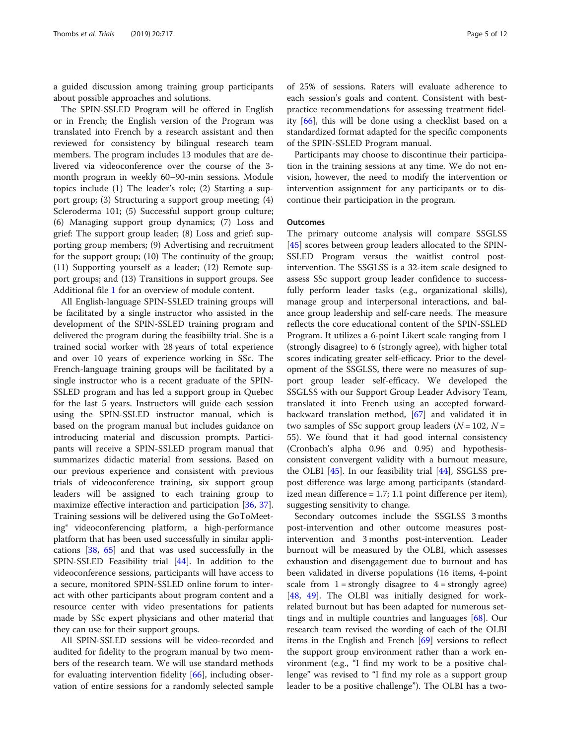a guided discussion among training group participants about possible approaches and solutions.

The SPIN-SSLED Program will be offered in English or in French; the English version of the Program was translated into French by a research assistant and then reviewed for consistency by bilingual research team members. The program includes 13 modules that are delivered via videoconference over the course of the 3-month program in weekly 60–90-min sessions. Module topics include (1) The leader's role; (2) Starting a support group; (3) Structuring a support group meeting; (4) Scleroderma 101; (5) Successful support group culture; (6) Managing support group dynamics; (7) Loss and grief: The support group leader; (8) Loss and grief: supporting group members; (9) Advertising and recruitment for the support group; (10) The continuity of the group; (11) Supporting yourself as a leader; (12) Remote support groups; and (13) Transitions in support groups. See Additional file 1 for an overview of module content.

All English-language SPIN-SSLED training groups will be facilitated by a single instructor who assisted in the development of the SPIN-SSLED training program and delivered the program during the feasibiilty trial. She is a trained social worker with 28 years of total experience and over 10 years of experience working in SSc. The French-language training groups will be facilitated by a single instructor who is a recent graduate of the SPIN-SSLED program and has led a support group in Quebec for the last 5 years. Instructors will guide each session using the SPIN-SSLED instructor manual, which is based on the program manual but includes guidance on introducing material and discussion prompts. Participants will receive a SPIN-SSLED program manual that summarizes didactic material from sessions. Based on our previous experience and consistent with previous trials of videoconference training, six support group leaders will be assigned to each training group to maximize effective interaction and participation [36, 37]. Training sessions will be delivered using the GoToMeeting® videoconferencing platform, a high-performance platform that has been used successfully in similar applications [38, 65] and that was used successfully in the SPIN-SSLED Feasibility trial [44]. In addition to the videoconference sessions, participants will have access to a secure, monitored SPIN-SSLED online forum to interact with other participants about program content and a resource center with video presentations for patients made by SSc expert physicians and other material that they can use for their support groups.

All SPIN-SSLED sessions will be video-recorded and audited for fidelity to the program manual by two members of the research team. We will use standard methods for evaluating intervention fidelity [66], including observation of entire sessions for a randomly selected sample of 25% of sessions. Raters will evaluate adherence to each session's goals and content. Consistent with best-practice recommendations for assessing treatment fidelity [66], this will be done using a checklist based on a standardized format adapted for the specific components of the SPIN-SSLED Program manual.

Participants may choose to discontinue their participation in the training sessions at any time. We do not envision, however, the need to modify the intervention or intervention assignment for any participants or to discontinue their participation in the program.

### Outcomes

The primary outcome analysis will compare SSGLSS [45] scores between group leaders allocated to the SPIN-SSLED Program versus the waitlist control post-intervention. The SSGLSS is a 32-item scale designed to assess SSc support group leader confidence to successfully perform leader tasks (e.g., organizational skills), manage group and interpersonal interactions, and balance group leadership and self-care needs. The measure reflects the core educational content of the SPIN-SSLED Program. It utilizes a 6-point Likert scale ranging from 1 (strongly disagree) to 6 (strongly agree), with higher total scores indicating greater self-efficacy. Prior to the development of the SSGLSS, there were no measures of support group leader self-efficacy. We developed the SSGLSS with our Support Group Leader Advisory Team, translated it into French using an accepted forward-backward translation method, [67] and validated it in two samples of SSc support group leaders ($N = 102$, $N = 55$). We found that it had good internal consistency (Cronbach's alpha 0.96 and 0.95) and hypothesis-consistent convergent validity with a burnout measure, the OLBI [45]. In our feasibility trial [44], SSGLSS pre-post difference was large among participants (standardized mean difference = 1.7; 1.1 point difference per item), suggesting sensitivity to change.

Secondary outcomes include the SSGLSS 3 months post-intervention and other outcome measures post-intervention and 3 months post-intervention. Leader burnout will be measured by the OLBI, which assesses exhaustion and disengagement due to burnout and has been validated in diverse populations (16 items, 4-point scale from 1 = strongly disagree to 4 = strongly agree) [48, 49]. The OLBI was initially designed for work-related burnout but has been adapted for numerous settings and in multiple countries and languages [68]. Our research team revised the wording of each of the OLBI items in the English and French [69] versions to reflect the support group environment rather than a work environment (e.g., "I find my work to be a positive challenge" was revised to "I find my role as a support group leader to be a positive challenge"). The OLBI has a two-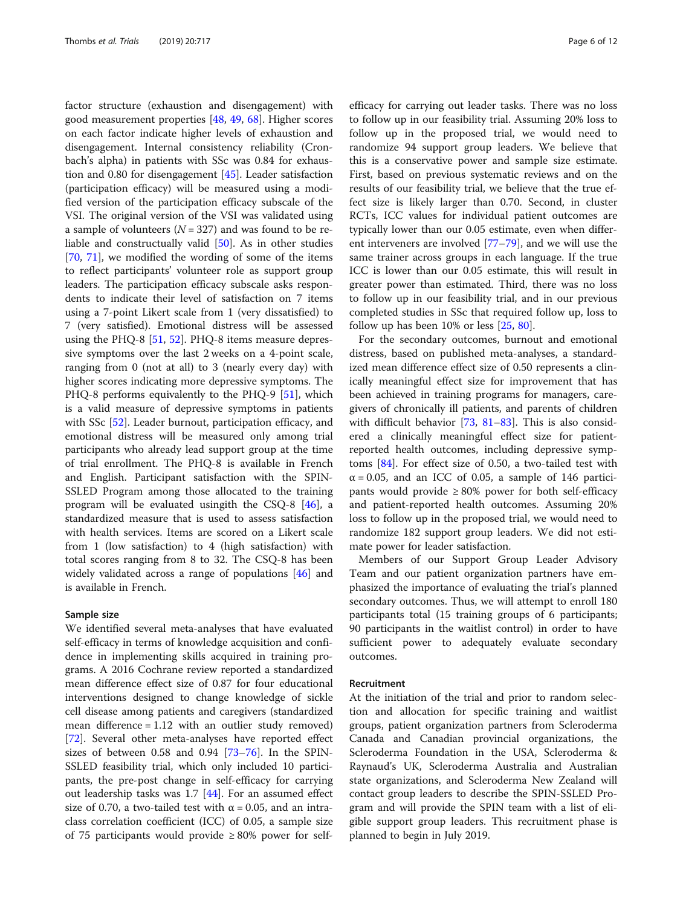factor structure (exhaustion and disengagement) with good measurement properties [48, 49, 68]. Higher scores on each factor indicate higher levels of exhaustion and disengagement. Internal consistency reliability (Cronbach's alpha) in patients with SSc was 0.84 for exhaustion and 0.80 for disengagement [45]. Leader satisfaction (participation efficacy) will be measured using a modified version of the participation efficacy subscale of the VSI. The original version of the VSI was validated using a sample of volunteers ($N = 327$) and was found to be reliable and constructually valid [50]. As in other studies [70, 71], we modified the wording of some of the items to reflect participants' volunteer role as support group leaders. The participation efficacy subscale asks respondents to indicate their level of satisfaction on 7 items using a 7-point Likert scale from 1 (very dissatisfied) to 7 (very satisfied). Emotional distress will be assessed using the PHQ-8 [51, 52]. PHQ-8 items measure depressive symptoms over the last 2 weeks on a 4-point scale, ranging from 0 (not at all) to 3 (nearly every day) with higher scores indicating more depressive symptoms. The PHQ-8 performs equivalently to the PHQ-9 [51], which is a valid measure of depressive symptoms in patients with SSc [52]. Leader burnout, participation efficacy, and emotional distress will be measured only among trial participants who already lead support group at the time of trial enrollment. The PHQ-8 is available in French and English. Participant satisfaction with the SPIN-SSLED Program among those allocated to the training program will be evaluated usingith the CSQ-8 [46], a standardized measure that is used to assess satisfaction with health services. Items are scored on a Likert scale from 1 (low satisfaction) to 4 (high satisfaction) with total scores ranging from 8 to 32. The CSQ-8 has been widely validated across a range of populations [46] and is available in French.

## Sample size

We identified several meta-analyses that have evaluated self-efficacy in terms of knowledge acquisition and confidence in implementing skills acquired in training programs. A 2016 Cochrane review reported a standardized mean difference effect size of 0.87 for four educational interventions designed to change knowledge of sickle cell disease among patients and caregivers (standardized mean difference = 1.12 with an outlier study removed) [72]. Several other meta-analyses have reported effect sizes of between 0.58 and 0.94 [73–76]. In the SPIN-SSLED feasibility trial, which only included 10 participants, the pre-post change in self-efficacy for carrying out leadership tasks was 1.7 [44]. For an assumed effect size of 0.70, a two-tailed test with $\alpha = 0.05$, and an intraclass correlation coefficient (ICC) of 0.05, a sample size of 75 participants would provide ≥ 80% power for self-efficacy for carrying out leader tasks. There was no loss to follow up in our feasibility trial. Assuming 20% loss to follow up in the proposed trial, we would need to randomize 94 support group leaders. We believe that this is a conservative power and sample size estimate. First, based on previous systematic reviews and on the results of our feasibility trial, we believe that the true effect size is likely larger than 0.70. Second, in cluster RCTs, ICC values for individual patient outcomes are typically lower than our 0.05 estimate, even when different interveners are involved [77–79], and we will use the same trainer across groups in each language. If the true ICC is lower than our 0.05 estimate, this will result in greater power than estimated. Third, there was no loss to follow up in our feasibility trial, and in our previous completed studies in SSc that required follow up, loss to follow up has been 10% or less [25, 80].

For the secondary outcomes, burnout and emotional distress, based on published meta-analyses, a standardized mean difference effect size of 0.50 represents a clinically meaningful effect size for improvement that has been achieved in training programs for managers, caregivers of chronically ill patients, and parents of children with difficult behavior [73, 81–83]. This is also considered a clinically meaningful effect size for patient-reported health outcomes, including depressive symptoms [84]. For effect size of 0.50, a two-tailed test with $\alpha = 0.05$, and an ICC of 0.05, a sample of 146 participants would provide ≥ 80% power for both self-efficacy and patient-reported health outcomes. Assuming 20% loss to follow up in the proposed trial, we would need to randomize 182 support group leaders. We did not estimate power for leader satisfaction.

Members of our Support Group Leader Advisory Team and our patient organization partners have emphasized the importance of evaluating the trial's planned secondary outcomes. Thus, we will attempt to enroll 180 participants total (15 training groups of 6 participants; 90 participants in the waitlist control) in order to have sufficient power to adequately evaluate secondary outcomes.

## Recruitment

At the initiation of the trial and prior to random selection and allocation for specific training and waitlist groups, patient organization partners from Scleroderma Canada and Canadian provincial organizations, the Scleroderma Foundation in the USA, Scleroderma & Raynaud's UK, Scleroderma Australia and Australian state organizations, and Scleroderma New Zealand will contact group leaders to describe the SPIN-SSLED Program and will provide the SPIN team with a list of eligible support group leaders. This recruitment phase is planned to begin in July 2019.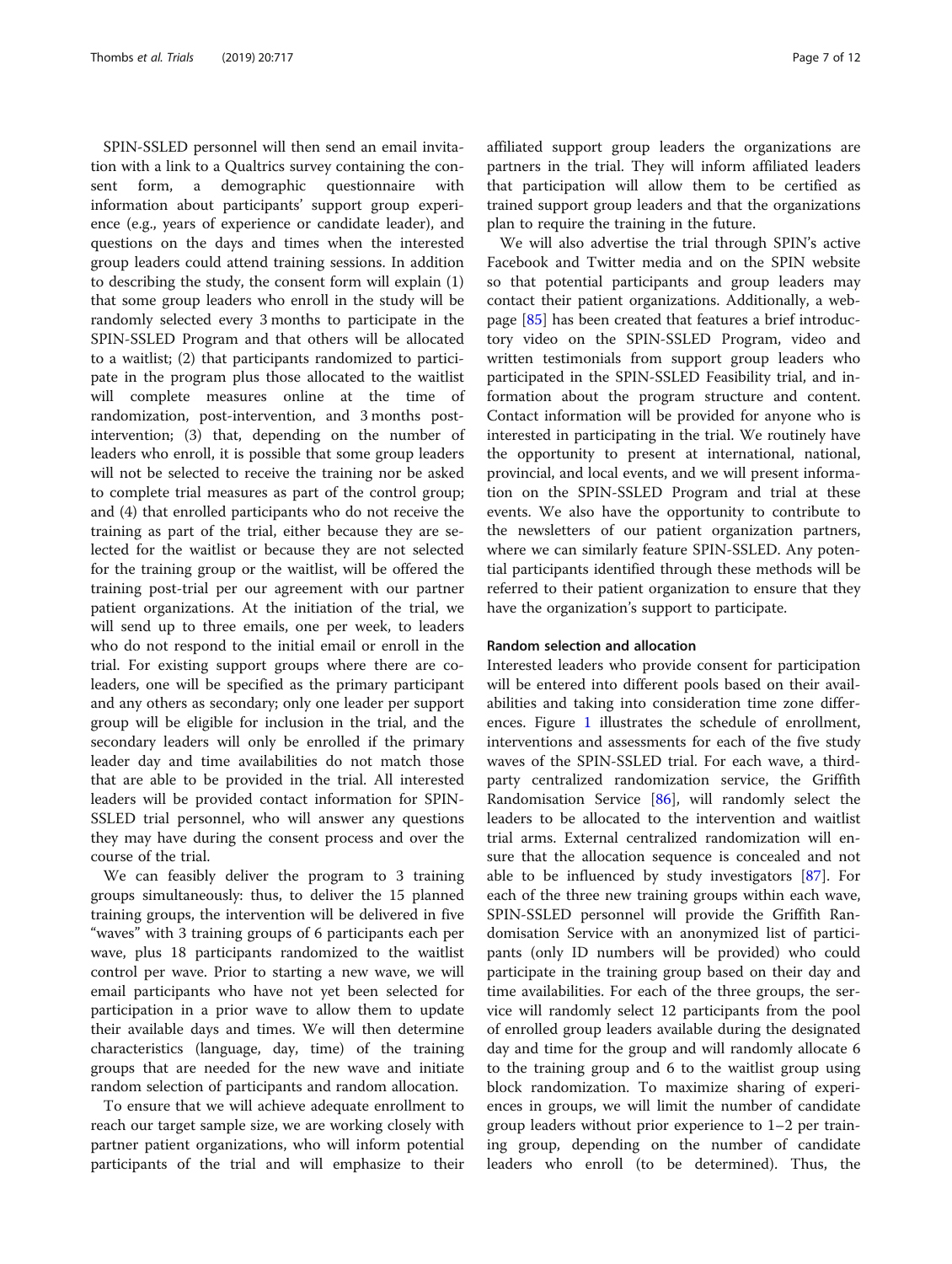SPIN-SSLED personnel will then send an email invitation with a link to a Qualtrics survey containing the consent form, a demographic questionnaire with information about participants' support group experience (e.g., years of experience or candidate leader), and questions on the days and times when the interested group leaders could attend training sessions. In addition to describing the study, the consent form will explain (1) that some group leaders who enroll in the study will be randomly selected every 3 months to participate in the SPIN-SSLED Program and that others will be allocated to a waitlist; (2) that participants randomized to participate in the program plus those allocated to the waitlist will complete measures online at the time of randomization, post-intervention, and 3 months post-intervention; (3) that, depending on the number of leaders who enroll, it is possible that some group leaders will not be selected to receive the training nor be asked to complete trial measures as part of the control group; and (4) that enrolled participants who do not receive the training as part of the trial, either because they are selected for the waitlist or because they are not selected for the training group or the waitlist, will be offered the training post-trial per our agreement with our partner patient organizations. At the initiation of the trial, we will send up to three emails, one per week, to leaders who do not respond to the initial email or enroll in the trial. For existing support groups where there are co-leaders, one will be specified as the primary participant and any others as secondary; only one leader per support group will be eligible for inclusion in the trial, and the secondary leaders will only be enrolled if the primary leader day and time availabilities do not match those that are able to be provided in the trial. All interested leaders will be provided contact information for SPIN-SSLED trial personnel, who will answer any questions they may have during the consent process and over the course of the trial.

We can feasibly deliver the program to 3 training groups simultaneously: thus, to deliver the 15 planned training groups, the intervention will be delivered in five "waves" with 3 training groups of 6 participants each per wave, plus 18 participants randomized to the waitlist control per wave. Prior to starting a new wave, we will email participants who have not yet been selected for participation in a prior wave to allow them to update their available days and times. We will then determine characteristics (language, day, time) of the training groups that are needed for the new wave and initiate random selection of participants and random allocation.

To ensure that we will achieve adequate enrollment to reach our target sample size, we are working closely with partner patient organizations, who will inform potential participants of the trial and will emphasize to their affiliated support group leaders the organizations are partners in the trial. They will inform affiliated leaders that participation will allow them to be certified as trained support group leaders and that the organizations plan to require the training in the future.

We will also advertise the trial through SPIN's active Facebook and Twitter media and on the SPIN website so that potential participants and group leaders may contact their patient organizations. Additionally, a webpage [85] has been created that features a brief introductory video on the SPIN-SSLED Program, video and written testimonials from support group leaders who participated in the SPIN-SSLED Feasibility trial, and information about the program structure and content. Contact information will be provided for anyone who is interested in participating in the trial. We routinely have the opportunity to present at international, national, provincial, and local events, and we will present information on the SPIN-SSLED Program and trial at these events. We also have the opportunity to contribute to the newsletters of our patient organization partners, where we can similarly feature SPIN-SSLED. Any potential participants identified through these methods will be referred to their patient organization to ensure that they have the organization's support to participate.

#### Random selection and allocation

Interested leaders who provide consent for participation will be entered into different pools based on their availabilities and taking into consideration time zone differences. Figure 1 illustrates the schedule of enrollment, interventions and assessments for each of the five study waves of the SPIN-SSLED trial. For each wave, a third-party centralized randomization service, the Griffith Randomisation Service [86], will randomly select the leaders to be allocated to the intervention and waitlist trial arms. External centralized randomization will ensure that the allocation sequence is concealed and not able to be influenced by study investigators [87]. For each of the three new training groups within each wave, SPIN-SSLED personnel will provide the Griffith Randomisation Service with an anonymized list of participants (only ID numbers will be provided) who could participate in the training group based on their day and time availabilities. For each of the three groups, the service will randomly select 12 participants from the pool of enrolled group leaders available during the designated day and time for the group and will randomly allocate 6 to the training group and 6 to the waitlist group using block randomization. To maximize sharing of experiences in groups, we will limit the number of candidate group leaders without prior experience to 1–2 per training group, depending on the number of candidate leaders who enroll (to be determined). Thus, the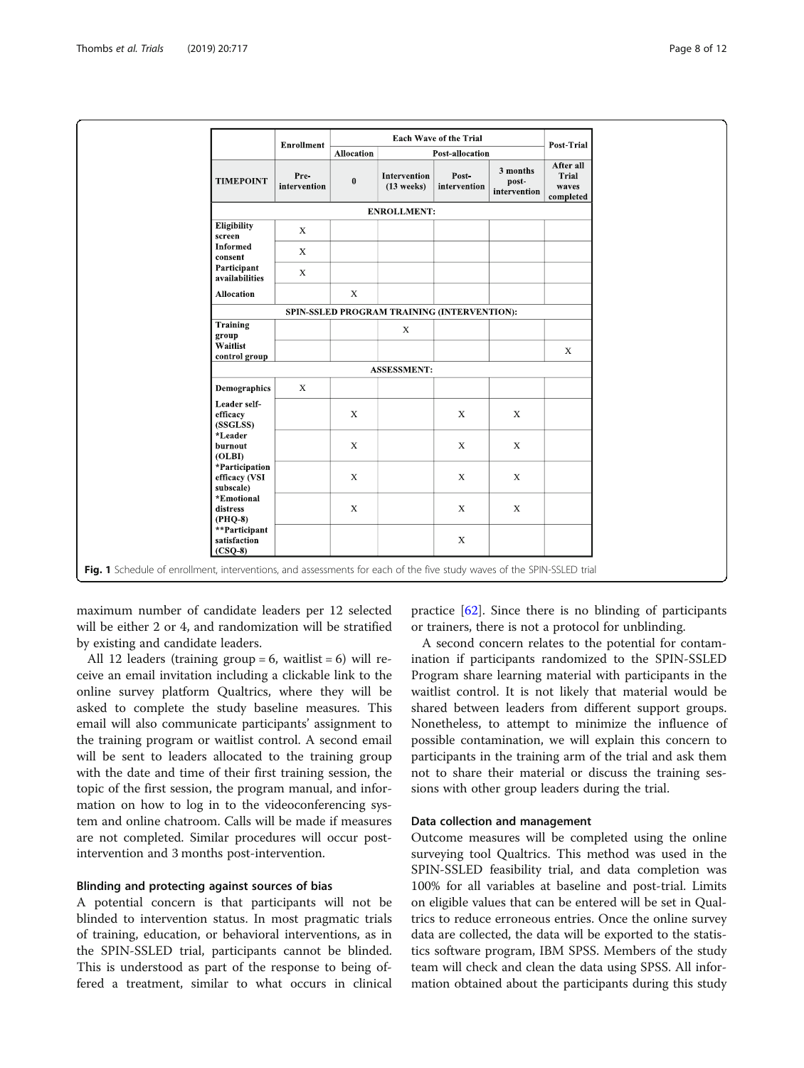| | Enrollment | Each Wave of the Trial | | | | Post-Trial |
|---|---|---|---|---|---|---|
| | | Allocation | Post-allocation | | | |
| TIMEPOINT | Pre-intervention | 0 | Intervention (13 weeks) | Post-intervention | 3 months post-intervention | After all Trial waves completed |
| **ENROLLMENT:** | | | | | | |
| Eligibility screen | X | | | | | |
| Informed consent | X | | | | | |
| Participant availabilities | X | | | | | |
| Allocation | | X | | | | |
| **SPIN-SSLED PROGRAM TRAINING (INTERVENTION):** | | | | | | |
| Training group | | | X | | | |
| Waitlist control group | | | | | | X |
| **ASSESSMENT:** | | | | | | |
| Demographics | X | | | | | |
| Leader self-efficacy (SSGLSS) | | X | | X | X | |
| *Leader burnout (OLBI) | | X | | X | X | |
| *Participation efficacy (VSI subscale) | | X | | X | X | |
| *Emotional distress (PHQ-8) | | X | | X | X | |
| **Participant satisfaction (CSQ-8) | | | | X | | |

**Fig. 1** Schedule of enrollment, interventions, and assessments for each of the five study waves of the SPIN-SSLED trial

maximum number of candidate leaders per 12 selected will be either 2 or 4, and randomization will be stratified by existing and candidate leaders.

All 12 leaders (training group = 6, waitlist = 6) will receive an email invitation including a clickable link to the online survey platform Qualtrics, where they will be asked to complete the study baseline measures. This email will also communicate participants' assignment to the training program or waitlist control. A second email will be sent to leaders allocated to the training group with the date and time of their first training session, the topic of the first session, the program manual, and information on how to log in to the videoconferencing system and online chatroom. Calls will be made if measures are not completed. Similar procedures will occur post-intervention and 3 months post-intervention.

### Blinding and protecting against sources of bias

A potential concern is that participants will not be blinded to intervention status. In most pragmatic trials of training, education, or behavioral interventions, as in the SPIN-SSLED trial, participants cannot be blinded. This is understood as part of the response to being offered a treatment, similar to what occurs in clinical practice [62]. Since there is no blinding of participants or trainers, there is not a protocol for unblinding.

A second concern relates to the potential for contamination if participants randomized to the SPIN-SSLED Program share learning material with participants in the waitlist control. It is not likely that material would be shared between leaders from different support groups. Nonetheless, to attempt to minimize the influence of possible contamination, we will explain this concern to participants in the training arm of the trial and ask them not to share their material or discuss the training sessions with other group leaders during the trial.

### Data collection and management

Outcome measures will be completed using the online surveying tool Qualtrics. This method was used in the SPIN-SSLED feasibility trial, and data completion was 100% for all variables at baseline and post-trial. Limits on eligible values that can be entered will be set in Qualtrics to reduce erroneous entries. Once the online survey data are collected, the data will be exported to the statistics software program, IBM SPSS. Members of the study team will check and clean the data using SPSS. All information obtained about the participants during this study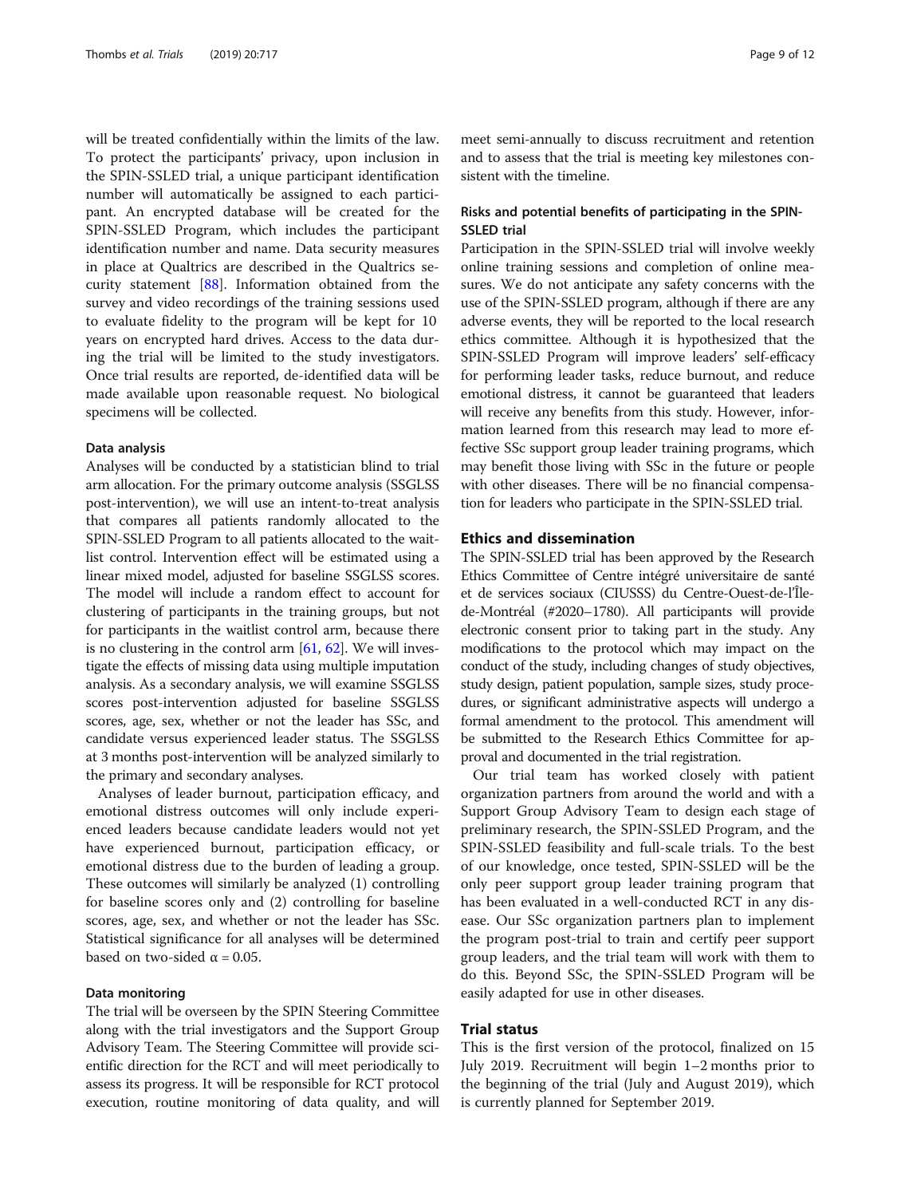will be treated confidentially within the limits of the law. To protect the participants' privacy, upon inclusion in the SPIN-SSLED trial, a unique participant identification number will automatically be assigned to each participant. An encrypted database will be created for the SPIN-SSLED Program, which includes the participant identification number and name. Data security measures in place at Qualtrics are described in the Qualtrics security statement [88]. Information obtained from the survey and video recordings of the training sessions used to evaluate fidelity to the program will be kept for 10 years on encrypted hard drives. Access to the data during the trial will be limited to the study investigators. Once trial results are reported, de-identified data will be made available upon reasonable request. No biological specimens will be collected.

### Data analysis

Analyses will be conducted by a statistician blind to trial arm allocation. For the primary outcome analysis (SSGLSS post-intervention), we will use an intent-to-treat analysis that compares all patients randomly allocated to the SPIN-SSLED Program to all patients allocated to the waitlist control. Intervention effect will be estimated using a linear mixed model, adjusted for baseline SSGLSS scores. The model will include a random effect to account for clustering of participants in the training groups, but not for participants in the waitlist control arm, because there is no clustering in the control arm [61, 62]. We will investigate the effects of missing data using multiple imputation analysis. As a secondary analysis, we will examine SSGLSS scores post-intervention adjusted for baseline SSGLSS scores, age, sex, whether or not the leader has SSc, and candidate versus experienced leader status. The SSGLSS at 3 months post-intervention will be analyzed similarly to the primary and secondary analyses.

Analyses of leader burnout, participation efficacy, and emotional distress outcomes will only include experienced leaders because candidate leaders would not yet have experienced burnout, participation efficacy, or emotional distress due to the burden of leading a group. These outcomes will similarly be analyzed (1) controlling for baseline scores only and (2) controlling for baseline scores, age, sex, and whether or not the leader has SSc. Statistical significance for all analyses will be determined based on two-sided $\alpha = 0.05$.

### Data monitoring

The trial will be overseen by the SPIN Steering Committee along with the trial investigators and the Support Group Advisory Team. The Steering Committee will provide scientific direction for the RCT and will meet periodically to assess its progress. It will be responsible for RCT protocol execution, routine monitoring of data quality, and will meet semi-annually to discuss recruitment and retention and to assess that the trial is meeting key milestones consistent with the timeline.

### Risks and potential benefits of participating in the SPIN-SSLED trial

Participation in the SPIN-SSLED trial will involve weekly online training sessions and completion of online measures. We do not anticipate any safety concerns with the use of the SPIN-SSLED program, although if there are any adverse events, they will be reported to the local research ethics committee. Although it is hypothesized that the SPIN-SSLED Program will improve leaders' self-efficacy for performing leader tasks, reduce burnout, and reduce emotional distress, it cannot be guaranteed that leaders will receive any benefits from this study. However, information learned from this research may lead to more effective SSc support group leader training programs, which may benefit those living with SSc in the future or people with other diseases. There will be no financial compensation for leaders who participate in the SPIN-SSLED trial.

## Ethics and dissemination

The SPIN-SSLED trial has been approved by the Research Ethics Committee of Centre intégré universitaire de santé et de services sociaux (CIUSSS) du Centre-Ouest-de-l'Île-de-Montréal (#2020–1780). All participants will provide electronic consent prior to taking part in the study. Any modifications to the protocol which may impact on the conduct of the study, including changes of study objectives, study design, patient population, sample sizes, study procedures, or significant administrative aspects will undergo a formal amendment to the protocol. This amendment will be submitted to the Research Ethics Committee for approval and documented in the trial registration.

Our trial team has worked closely with patient organization partners from around the world and with a Support Group Advisory Team to design each stage of preliminary research, the SPIN-SSLED Program, and the SPIN-SSLED feasibility and full-scale trials. To the best of our knowledge, once tested, SPIN-SSLED will be the only peer support group leader training program that has been evaluated in a well-conducted RCT in any disease. Our SSc organization partners plan to implement the program post-trial to train and certify peer support group leaders, and the trial team will work with them to do this. Beyond SSc, the SPIN-SSLED Program will be easily adapted for use in other diseases.

## Trial status

This is the first version of the protocol, finalized on 15 July 2019. Recruitment will begin 1–2 months prior to the beginning of the trial (July and August 2019), which is currently planned for September 2019.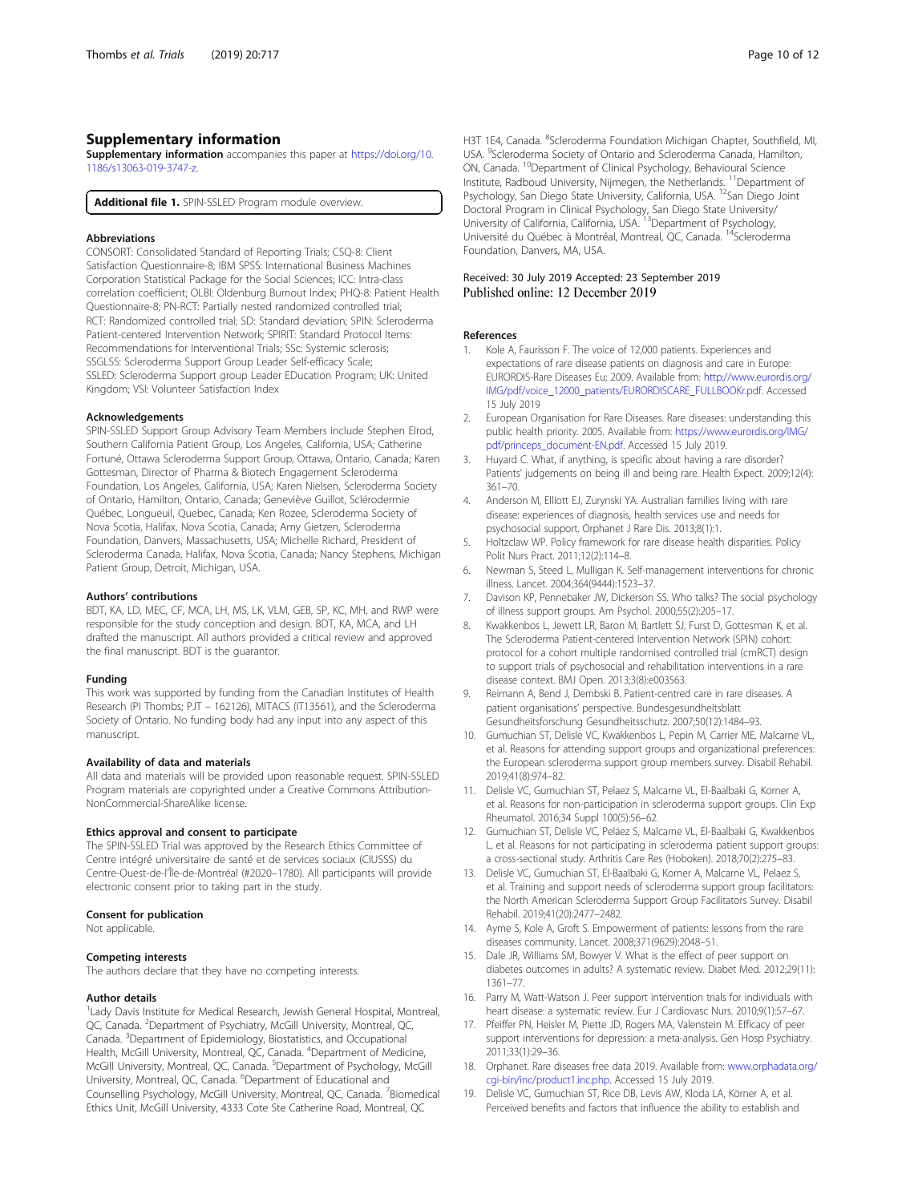## Supplementary information

**Supplementary information** accompanies this paper at https://doi.org/10.1186/s13063-019-3747-z.

**Additional file 1.** SPIN-SSLED Program module overview.

### Abbreviations

CONSORT: Consolidated Standard of Reporting Trials; CSQ-8: Client Satisfaction Questionnaire-8; IBM SPSS: International Business Machines Corporation Statistical Package for the Social Sciences; ICC: Intra-class correlation coefficient; OLBI: Oldenburg Burnout Index; PHQ-8: Patient Health Questionnaire-8; PN-RCT: Partially nested randomized controlled trial; RCT: Randomized controlled trial; SD: Standard deviation; SPIN: Scleroderma Patient-centered Intervention Network; SPIRIT: Standard Protocol Items: Recommendations for Interventional Trials; SSc: Systemic sclerosis; SSGLSS: Scleroderma Support Group Leader Self-efficacy Scale; SSLED: Scleroderma Support group Leader EDucation Program; UK: United Kingdom; VSI: Volunteer Satisfaction Index

### Acknowledgements

SPIN-SSLED Support Group Advisory Team Members include Stephen Elrod, Southern California Patient Group, Los Angeles, California, USA; Catherine Fortuné, Ottawa Scleroderma Support Group, Ottawa, Ontario, Canada; Karen Gottesman, Director of Pharma & Biotech Engagement Scleroderma Foundation, Los Angeles, California, USA; Karen Nielsen, Scleroderma Society of Ontario, Hamilton, Ontario, Canada; Geneviève Guillot, Sclérodermie Québec, Longueuil, Quebec, Canada; Ken Rozee, Scleroderma Society of Nova Scotia, Halifax, Nova Scotia, Canada; Amy Gietzen, Scleroderma Foundation, Danvers, Massachusetts, USA; Michelle Richard, President of Scleroderma Canada, Halifax, Nova Scotia, Canada; Nancy Stephens, Michigan Patient Group, Detroit, Michigan, USA.

### Authors' contributions

BDT, KA, LD, MEC, CF, MCA, LH, MS, LK, VLM, GEB, SP, KC, MH, and RWP were responsible for the study conception and design. BDT, KA, MCA, and LH drafted the manuscript. All authors provided a critical review and approved the final manuscript. BDT is the guarantor.

### Funding

This work was supported by funding from the Canadian Institutes of Health Research (PI Thombs; PJT – 162126), MITACS (IT13561), and the Scleroderma Society of Ontario. No funding body had any input into any aspect of this manuscript.

### Availability of data and materials

All data and materials will be provided upon reasonable request. SPIN-SSLED Program materials are copyrighted under a Creative Commons Attribution-NonCommercial-ShareAlike license.

### Ethics approval and consent to participate

The SPIN-SSLED Trial was approved by the Research Ethics Committee of Centre intégré universitaire de santé et de services sociaux (CIUSSS) du Centre-Ouest-de-l'Île-de-Montréal (#2020–1780). All participants will provide electronic consent prior to taking part in the study.

### Consent for publication

Not applicable.

### Competing interests

The authors declare that they have no competing interests.

### Author details

[1]Lady Davis Institute for Medical Research, Jewish General Hospital, Montreal, QC, Canada. [2]Department of Psychiatry, McGill University, Montreal, QC, Canada. [3]Department of Epidemiology, Biostatistics, and Occupational Health, McGill University, Montreal, QC, Canada. [4]Department of Medicine, McGill University, Montreal, QC, Canada. [5]Department of Psychology, McGill University, Montreal, QC, Canada. [6]Department of Educational and Counselling Psychology, McGill University, Montreal, QC, Canada. [7]Biomedical Ethics Unit, McGill University, 4333 Cote Ste Catherine Road, Montreal, QC H3T 1E4, Canada. [8]Scleroderma Foundation Michigan Chapter, Southfield, MI, USA. [9]Scleroderma Society of Ontario and Scleroderma Canada, Hamilton, ON, Canada. [10]Department of Clinical Psychology, Behavioural Science Institute, Radboud University, Nijmegen, the Netherlands. [11]Department of Psychology, San Diego State University, California, USA. [12]San Diego Joint Doctoral Program in Clinical Psychology, San Diego State University/University of California, California, USA. [13]Department of Psychology, Université du Québec à Montréal, Montreal, QC, Canada. [14]Scleroderma Foundation, Danvers, MA, USA.

Received: 30 July 2019 Accepted: 23 September 2019
Published online: 12 December 2019

### References

1. Kole A, Faurisson F. The voice of 12,000 patients. Experiences and expectations of rare disease patients on diagnosis and care in Europe: EURORDIS-Rare Diseases Eu; 2009. Available from: http://www.eurordis.org/IMG/pdf/voice_12000_patients/EURORDISCARE_FULLBOOKr.pdf. Accessed 15 July 2019
2. European Organisation for Rare Diseases. Rare diseases: understanding this public health priority. 2005. Available from: https://www.eurordis.org/IMG/pdf/princeps_document-EN.pdf. Accessed 15 July 2019.
3. Huyard C. What, if anything, is specific about having a rare disorder? Patients' judgements on being ill and being rare. Health Expect. 2009;12(4):361–70.
4. Anderson M, Elliott EJ, Zurynski YA. Australian families living with rare disease: experiences of diagnosis, health services use and needs for psychosocial support. Orphanet J Rare Dis. 2013;8(1):1.
5. Holtzclaw WP. Policy framework for rare disease health disparities. Policy Polit Nurs Pract. 2011;12(2):114–8.
6. Newman S, Steed L, Mulligan K. Self-management interventions for chronic illness. Lancet. 2004;364(9444):1523–37.
7. Davison KP, Pennebaker JW, Dickerson SS. Who talks? The social psychology of illness support groups. Am Psychol. 2000;55(2):205–17.
8. Kwakkenbos L, Jewett LR, Baron M, Bartlett SJ, Furst D, Gottesman K, et al. The Scleroderma Patient-centered Intervention Network (SPIN) cohort: protocol for a cohort multiple randomised controlled trial (cmRCT) design to support trials of psychosocial and rehabilitation interventions in a rare disease context. BMJ Open. 2013;3(8):e003563.
9. Reimann A, Bend J, Dembski B. Patient-centred care in rare diseases. A patient organisations' perspective. Bundesgesundheitsblatt Gesundheitsforschung Gesundheitsschutz. 2007;50(12):1484–93.
10. Gumuchian ST, Delisle VC, Kwakkenbos L, Pepin M, Carrier ME, Malcarne VL, et al. Reasons for attending support groups and organizational preferences: the European scleroderma support group members survey. Disabil Rehabil. 2019;41(8):974–82.
11. Delisle VC, Gumuchian ST, Pelaez S, Malcarne VL, El-Baalbaki G, Korner A, et al. Reasons for non-participation in scleroderma support groups. Clin Exp Rheumatol. 2016;34 Suppl 100(5):56–62.
12. Gumuchian ST, Delisle VC, Peláez S, Malcarne VL, El-Baalbaki G, Kwakkenbos L, et al. Reasons for not participating in scleroderma patient support groups: a cross-sectional study. Arthritis Care Res (Hoboken). 2018;70(2):275–83.
13. Delisle VC, Gumuchian ST, El-Baalbaki G, Korner A, Malcarne VL, Pelaez S, et al. Training and support needs of scleroderma support group facilitators: the North American Scleroderma Support Group Facilitators Survey. Disabil Rehabil. 2019;41(20):2477–2482.
14. Ayme S, Kole A, Groft S. Empowerment of patients: lessons from the rare diseases community. Lancet. 2008;371(9629):2048–51.
15. Dale JR, Williams SM, Bowyer V. What is the effect of peer support on diabetes outcomes in adults? A systematic review. Diabet Med. 2012;29(11):1361–77.
16. Parry M, Watt-Watson J. Peer support intervention trials for individuals with heart disease: a systematic review. Eur J Cardiovasc Nurs. 2010;9(1):57–67.
17. Pfeiffer PN, Heisler M, Piette JD, Rogers MA, Valenstein M. Efficacy of peer support interventions for depression: a meta-analysis. Gen Hosp Psychiatry. 2011;33(1):29–36.
18. Orphanet. Rare diseases free data 2019. Available from: www.orphadata.org/cgi-bin/inc/product1.inc.php. Accessed 15 July 2019.
19. Delisle VC, Gumuchian ST, Rice DB, Levis AW, Kloda LA, Körner A, et al. Perceived benefits and factors that influence the ability to establish and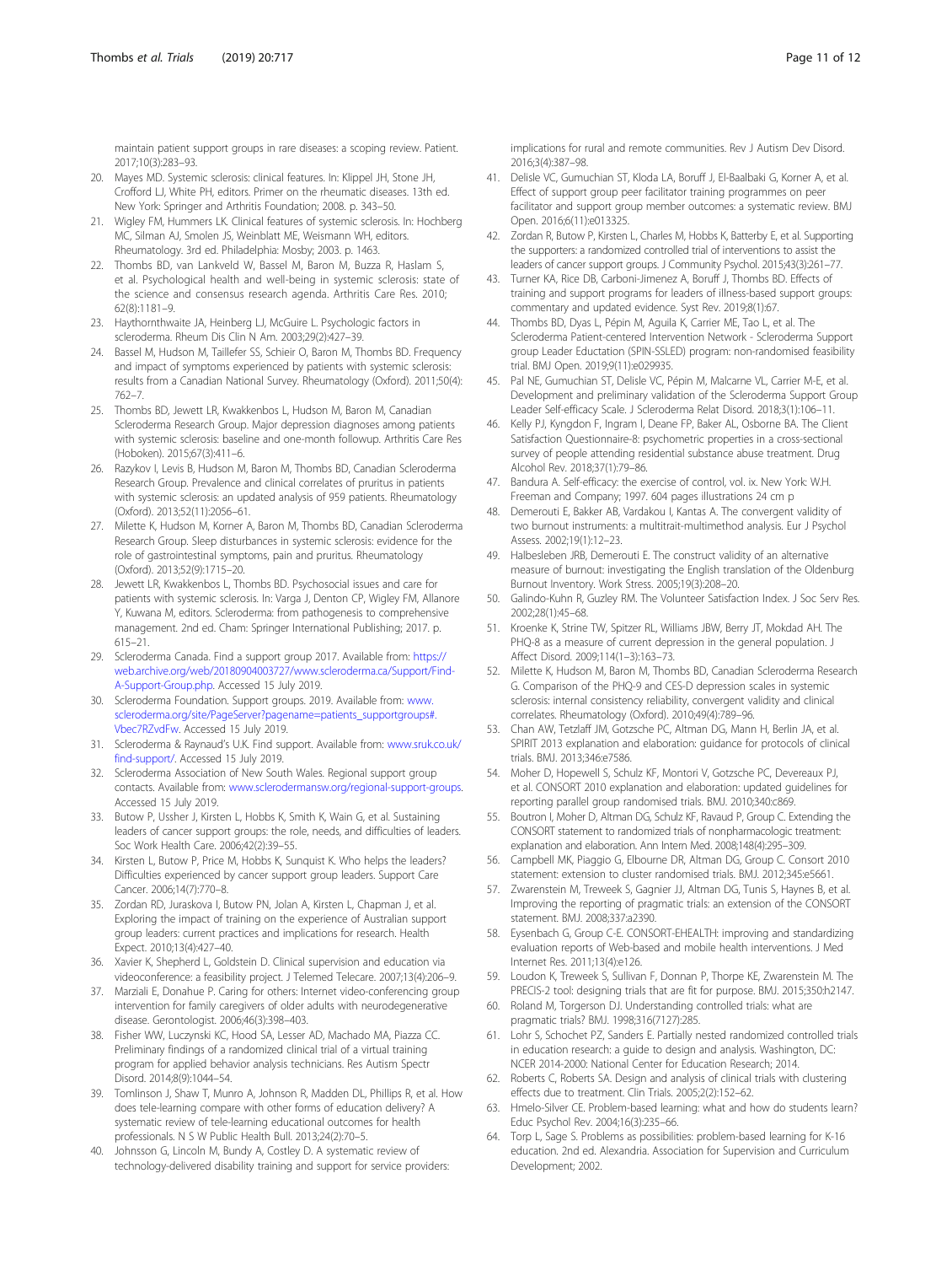maintain patient support groups in rare diseases: a scoping review. Patient. 2017;10(3):283–93.

20. Mayes MD. Systemic sclerosis: clinical features. In: Klippel JH, Stone JH, Crofford LJ, White PH, editors. Primer on the rheumatic diseases. 13th ed. New York: Springer and Arthritis Foundation; 2008. p. 343–50.
21. Wigley FM, Hummers LK. Clinical features of systemic sclerosis. In: Hochberg MC, Silman AJ, Smolen JS, Weinblatt ME, Weismann WH, editors. Rheumatology. 3rd ed. Philadelphia: Mosby; 2003. p. 1463.
22. Thombs BD, van Lankveld W, Bassel M, Baron M, Buzza R, Haslam S, et al. Psychological health and well-being in systemic sclerosis: state of the science and consensus research agenda. Arthritis Care Res. 2010; 62(8):1181–9.
23. Haythornthwaite JA, Heinberg LJ, McGuire L. Psychologic factors in scleroderma. Rheum Dis Clin N Am. 2003;29(2):427–39.
24. Bassel M, Hudson M, Taillefer SS, Schieir O, Baron M, Thombs BD. Frequency and impact of symptoms experienced by patients with systemic sclerosis: results from a Canadian National Survey. Rheumatology (Oxford). 2011;50(4): 762–7.
25. Thombs BD, Jewett LR, Kwakkenbos L, Hudson M, Baron M, Canadian Scleroderma Research Group. Major depression diagnoses among patients with systemic sclerosis: baseline and one-month followup. Arthritis Care Res (Hoboken). 2015;67(3):411–6.
26. Razykov I, Levis B, Hudson M, Baron M, Thombs BD, Canadian Scleroderma Research Group. Prevalence and clinical correlates of pruritus in patients with systemic sclerosis: an updated analysis of 959 patients. Rheumatology (Oxford). 2013;52(11):2056–61.
27. Milette K, Hudson M, Korner A, Baron M, Thombs BD, Canadian Scleroderma Research Group. Sleep disturbances in systemic sclerosis: evidence for the role of gastrointestinal symptoms, pain and pruritus. Rheumatology (Oxford). 2013;52(9):1715–20.
28. Jewett LR, Kwakkenbos L, Thombs BD. Psychosocial issues and care for patients with systemic sclerosis. In: Varga J, Denton CP, Wigley FM, Allanore Y, Kuwana M, editors. Scleroderma: from pathogenesis to comprehensive management. 2nd ed. Cham: Springer International Publishing; 2017. p. 615–21.
29. Scleroderma Canada. Find a support group 2017. Available from: https://web.archive.org/web/20180904003727/www.scleroderma.ca/Support/Find-A-Support-Group.php. Accessed 15 July 2019.
30. Scleroderma Foundation. Support groups. 2019. Available from: www.scleroderma.org/site/PageServer?pagename=patients_supportgroups#.Vbec7RZvdFw. Accessed 15 July 2019.
31. Scleroderma & Raynaud's U.K. Find support. Available from: www.sruk.co.uk/find-support/. Accessed 15 July 2019.
32. Scleroderma Association of New South Wales. Regional support group contacts. Available from: www.sclerodermansw.org/regional-support-groups. Accessed 15 July 2019.
33. Butow P, Ussher J, Kirsten L, Hobbs K, Smith K, Wain G, et al. Sustaining leaders of cancer support groups: the role, needs, and difficulties of leaders. Soc Work Health Care. 2006;42(2):39–55.
34. Kirsten L, Butow P, Price M, Hobbs K, Sunquist K. Who helps the leaders? Difficulties experienced by cancer support group leaders. Support Care Cancer. 2006;14(7):770–8.
35. Zordan RD, Juraskova I, Butow PN, Jolan A, Kirsten L, Chapman J, et al. Exploring the impact of training on the experience of Australian support group leaders: current practices and implications for research. Health Expect. 2010;13(4):427–40.
36. Xavier K, Shepherd L, Goldstein D. Clinical supervision and education via videoconference: a feasibility project. J Telemed Telecare. 2007;13(4):206–9.
37. Marziali E, Donahue P. Caring for others: Internet video-conferencing group intervention for family caregivers of older adults with neurodegenerative disease. Gerontologist. 2006;46(3):398–403.
38. Fisher WW, Luczynski KC, Hood SA, Lesser AD, Machado MA, Piazza CC. Preliminary findings of a randomized clinical trial of a virtual training program for applied behavior analysis technicians. Res Autism Spectr Disord. 2014;8(9):1044–54.
39. Tomlinson J, Shaw T, Munro A, Johnson R, Madden DL, Phillips R, et al. How does tele-learning compare with other forms of education delivery? A systematic review of tele-learning educational outcomes for health professionals. N S W Public Health Bull. 2013;24(2):70–5.
40. Johnsson G, Lincoln M, Bundy A, Costley D. A systematic review of technology-delivered disability training and support for service providers: implications for rural and remote communities. Rev J Autism Dev Disord. 2016;3(4):387–98.
41. Delisle VC, Gumuchian ST, Kloda LA, Boruff J, El-Baalbaki G, Korner A, et al. Effect of support group peer facilitator training programmes on peer facilitator and support group member outcomes: a systematic review. BMJ Open. 2016;6(11):e013325.
42. Zordan R, Butow P, Kirsten L, Charles M, Hobbs K, Batterby E, et al. Supporting the supporters: a randomized controlled trial of interventions to assist the leaders of cancer support groups. J Community Psychol. 2015;43(3):261–77.
43. Turner KA, Rice DB, Carboni-Jimenez A, Boruff J, Thombs BD. Effects of training and support programs for leaders of illness-based support groups: commentary and updated evidence. Syst Rev. 2019;8(1):67.
44. Thombs BD, Dyas L, Pépin M, Aguila K, Carrier ME, Tao L, et al. The Scleroderma Patient-centered Intervention Network - Scleroderma Support group Leader Eductation (SPIN-SSLED) program: non-randomised feasibility trial. BMJ Open. 2019;9(11):e029935.
45. Pal NE, Gumuchian ST, Delisle VC, Pépin M, Malcarne VL, Carrier M-E, et al. Development and preliminary validation of the Scleroderma Support Group Leader Self-efficacy Scale. J Scleroderma Relat Disord. 2018;3(1):106–11.
46. Kelly PJ, Kyngdon F, Ingram I, Deane FP, Baker AL, Osborne BA. The Client Satisfaction Questionnaire-8: psychometric properties in a cross-sectional survey of people attending residential substance abuse treatment. Drug Alcohol Rev. 2018;37(1):79–86.
47. Bandura A. Self-efficacy: the exercise of control, vol. ix. New York: W.H. Freeman and Company; 1997. 604 pages illustrations 24 cm p
48. Demerouti E, Bakker AB, Vardakou I, Kantas A. The convergent validity of two burnout instruments: a multitrait-multimethod analysis. Eur J Psychol Assess. 2002;19(1):12–23.
49. Halbesleben JRB, Demerouti E. The construct validity of an alternative measure of burnout: investigating the English translation of the Oldenburg Burnout Inventory. Work Stress. 2005;19(3):208–20.
50. Galindo-Kuhn R, Guzley RM. The Volunteer Satisfaction Index. J Soc Serv Res. 2002;28(1):45–68.
51. Kroenke K, Strine TW, Spitzer RL, Williams JBW, Berry JT, Mokdad AH. The PHQ-8 as a measure of current depression in the general population. J Affect Disord. 2009;114(1–3):163–73.
52. Milette K, Hudson M, Baron M, Thombs BD, Canadian Scleroderma Research G. Comparison of the PHQ-9 and CES-D depression scales in systemic sclerosis: internal consistency reliability, convergent validity and clinical correlates. Rheumatology (Oxford). 2010;49(4):789–96.
53. Chan AW, Tetzlaff JM, Gotzsche PC, Altman DG, Mann H, Berlin JA, et al. SPIRIT 2013 explanation and elaboration: guidance for protocols of clinical trials. BMJ. 2013;346:e7586.
54. Moher D, Hopewell S, Schulz KF, Montori V, Gotzsche PC, Devereaux PJ, et al. CONSORT 2010 explanation and elaboration: updated guidelines for reporting parallel group randomised trials. BMJ. 2010;340:c869.
55. Boutron I, Moher D, Altman DG, Schulz KF, Ravaud P, Group C. Extending the CONSORT statement to randomized trials of nonpharmacologic treatment: explanation and elaboration. Ann Intern Med. 2008;148(4):295–309.
56. Campbell MK, Piaggio G, Elbourne DR, Altman DG, Group C. Consort 2010 statement: extension to cluster randomised trials. BMJ. 2012;345:e5661.
57. Zwarenstein M, Treweek S, Gagnier JJ, Altman DG, Tunis S, Haynes B, et al. Improving the reporting of pragmatic trials: an extension of the CONSORT statement. BMJ. 2008;337:a2390.
58. Eysenbach G, Group C-E. CONSORT-EHEALTH: improving and standardizing evaluation reports of Web-based and mobile health interventions. J Med Internet Res. 2011;13(4):e126.
59. Loudon K, Treweek S, Sullivan F, Donnan P, Thorpe KE, Zwarenstein M. The PRECIS-2 tool: designing trials that are fit for purpose. BMJ. 2015;350:h2147.
60. Roland M, Torgerson DJ. Understanding controlled trials: what are pragmatic trials? BMJ. 1998;316(7127):285.
61. Lohr S, Schochet PZ, Sanders E. Partially nested randomized controlled trials in education research: a guide to design and analysis. Washington, DC: NCER 2014-2000: National Center for Education Research; 2014.
62. Roberts C, Roberts SA. Design and analysis of clinical trials with clustering effects due to treatment. Clin Trials. 2005;2(2):152–62.
63. Hmelo-Silver CE. Problem-based learning: what and how do students learn? Educ Psychol Rev. 2004;16(3):235–66.
64. Torp L, Sage S. Problems as possibilities: problem-based learning for K-16 education. 2nd ed. Alexandria. Association for Supervision and Curriculum Development; 2002.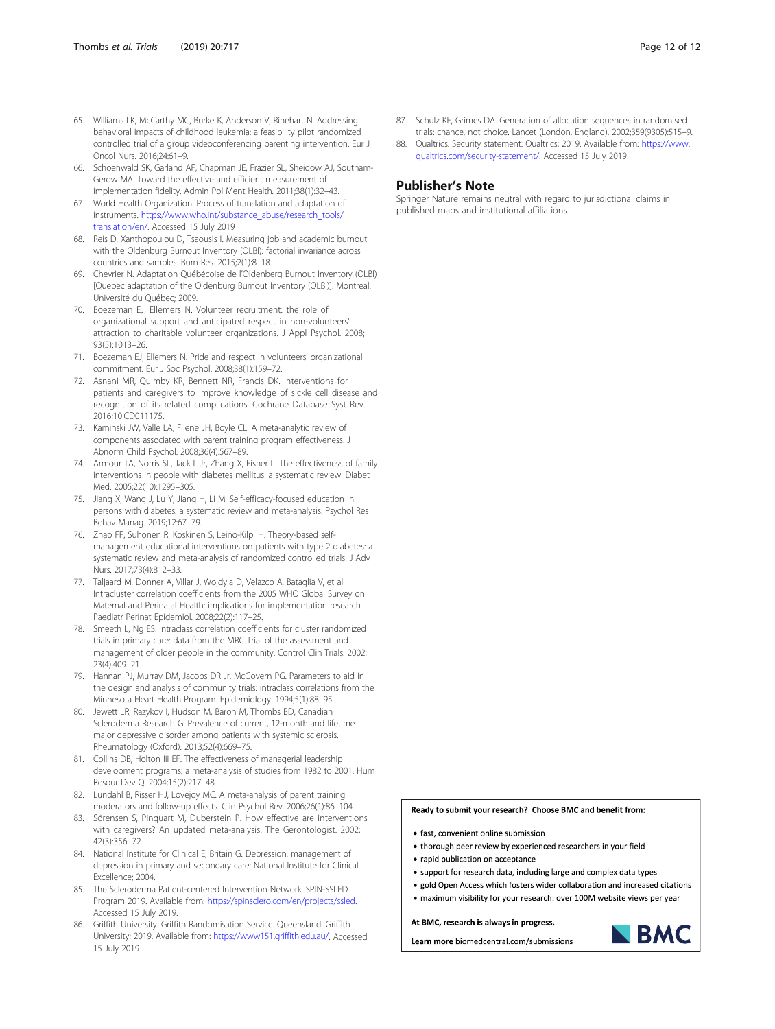65. Williams LK, McCarthy MC, Burke K, Anderson V, Rinehart N. Addressing behavioral impacts of childhood leukemia: a feasibility pilot randomized controlled trial of a group videoconferencing parenting intervention. Eur J Oncol Nurs. 2016;24:61–9.
66. Schoenwald SK, Garland AF, Chapman JE, Frazier SL, Sheidow AJ, Southam-Gerow MA. Toward the effective and efficient measurement of implementation fidelity. Admin Pol Ment Health. 2011;38(1):32–43.
67. World Health Organization. Process of translation and adaptation of instruments. https://www.who.int/substance_abuse/research_tools/translation/en/. Accessed 15 July 2019
68. Reis D, Xanthopoulou D, Tsaousis I. Measuring job and academic burnout with the Oldenburg Burnout Inventory (OLBI): factorial invariance across countries and samples. Burn Res. 2015;2(1):8–18.
69. Chevrier N. Adaptation Québécoise de l'Oldenberg Burnout Inventory (OLBI) [Quebec adaptation of the Oldenburg Burnout Inventory (OLBI)]. Montreal: Université du Québec; 2009.
70. Boezeman EJ, Ellemers N. Volunteer recruitment: the role of organizational support and anticipated respect in non-volunteers' attraction to charitable volunteer organizations. J Appl Psychol. 2008; 93(5):1013–26.
71. Boezeman EJ, Ellemers N. Pride and respect in volunteers' organizational commitment. Eur J Soc Psychol. 2008;38(1):159–72.
72. Asnani MR, Quimby KR, Bennett NR, Francis DK. Interventions for patients and caregivers to improve knowledge of sickle cell disease and recognition of its related complications. Cochrane Database Syst Rev. 2016;10:CD011175.
73. Kaminski JW, Valle LA, Filene JH, Boyle CL. A meta-analytic review of components associated with parent training program effectiveness. J Abnorm Child Psychol. 2008;36(4):567–89.
74. Armour TA, Norris SL, Jack L Jr, Zhang X, Fisher L. The effectiveness of family interventions in people with diabetes mellitus: a systematic review. Diabet Med. 2005;22(10):1295–305.
75. Jiang X, Wang J, Lu Y, Jiang H, Li M. Self-efficacy-focused education in persons with diabetes: a systematic review and meta-analysis. Psychol Res Behav Manag. 2019;12:67–79.
76. Zhao FF, Suhonen R, Koskinen S, Leino-Kilpi H. Theory-based self-management educational interventions on patients with type 2 diabetes: a systematic review and meta-analysis of randomized controlled trials. J Adv Nurs. 2017;73(4):812–33.
77. Taljaard M, Donner A, Villar J, Wojdyla D, Velazco A, Bataglia V, et al. Intracluster correlation coefficients from the 2005 WHO Global Survey on Maternal and Perinatal Health: implications for implementation research. Paediatr Perinat Epidemiol. 2008;22(2):117–25.
78. Smeeth L, Ng ES. Intraclass correlation coefficients for cluster randomized trials in primary care: data from the MRC Trial of the assessment and management of older people in the community. Control Clin Trials. 2002; 23(4):409–21.
79. Hannan PJ, Murray DM, Jacobs DR Jr, McGovern PG. Parameters to aid in the design and analysis of community trials: intraclass correlations from the Minnesota Heart Health Program. Epidemiology. 1994;5(1):88–95.
80. Jewett LR, Razykov I, Hudson M, Baron M, Thombs BD, Canadian Scleroderma Research G. Prevalence of current, 12-month and lifetime major depressive disorder among patients with systemic sclerosis. Rheumatology (Oxford). 2013;52(4):669–75.
81. Collins DB, Holton Iii EF. The effectiveness of managerial leadership development programs: a meta-analysis of studies from 1982 to 2001. Hum Resour Dev Q. 2004;15(2):217–48.
82. Lundahl B, Risser HJ, Lovejoy MC. A meta-analysis of parent training: moderators and follow-up effects. Clin Psychol Rev. 2006;26(1):86–104.
83. Sörensen S, Pinquart M, Duberstein P. How effective are interventions with caregivers? An updated meta-analysis. The Gerontologist. 2002; 42(3):356–72.
84. National Institute for Clinical E, Britain G. Depression: management of depression in primary and secondary care: National Institute for Clinical Excellence; 2004.
85. The Scleroderma Patient-centered Intervention Network. SPIN-SSLED Program 2019. Available from: https://spinsclero.com/en/projects/ssled. Accessed 15 July 2019.
86. Griffith University. Griffith Randomisation Service. Queensland: Griffith University; 2019. Available from: https://www151.griffith.edu.au/. Accessed 15 July 2019
87. Schulz KF, Grimes DA. Generation of allocation sequences in randomised trials: chance, not choice. Lancet (London, England). 2002;359(9305):515–9.
88. Qualtrics. Security statement: Qualtrics; 2019. Available from: https://www.qualtrics.com/security-statement/. Accessed 15 July 2019

## Publisher's Note

Springer Nature remains neutral with regard to jurisdictional claims in published maps and institutional affiliations.

**Ready to submit your research? Choose BMC and benefit from:**

- fast, convenient online submission
- thorough peer review by experienced researchers in your field
- rapid publication on acceptance
- support for research data, including large and complex data types
- gold Open Access which fosters wider collaboration and increased citations
- maximum visibility for your research: over 100M website views per year

**At BMC, research is always in progress.**

**Learn more** biomedcentral.com/submissions

BMC